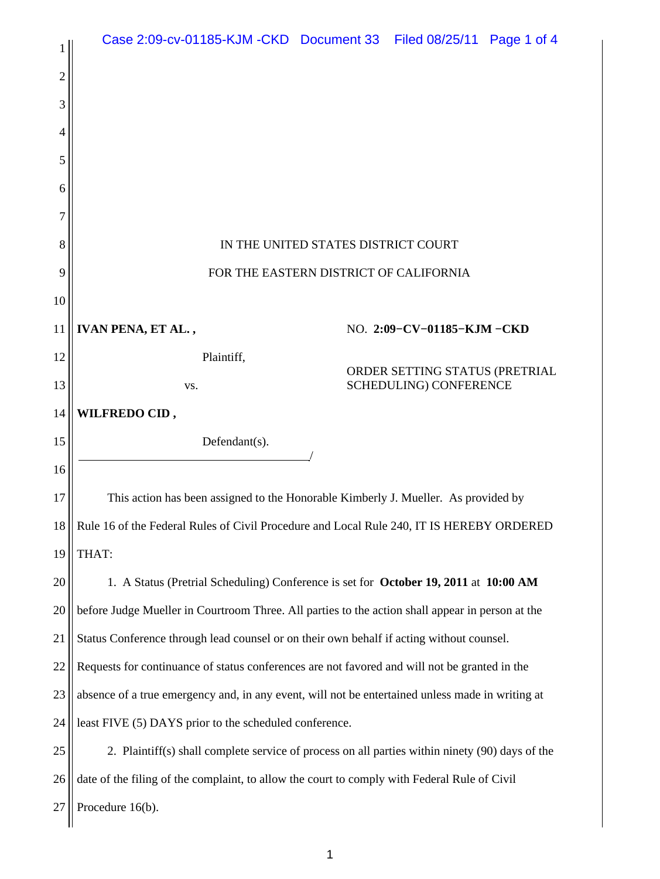IN THE UNITED STATES DISTRICT COURT

FOR THE EASTERN DISTRICT OF CALIFORNIA

**IVAN PENA, ET AL. ,**

Plaintiff,

vs.

**WILFREDO CID ,**

Defendant(s).

NO. **2:09−CV−01185−KJM −CKD**

ORDER SETTING STATUS (PRETRIAL SCHEDULING) CONFERENCE

This action has been assigned to the Honorable Kimberly J. Mueller. As provided by Rule 16 of the Federal Rules of Civil Procedure and Local Rule 240, IT IS HEREBY ORDERED THAT:

1. A Status (Pretrial Scheduling) Conference is set for **October 19, 2011** at **10:00 AM** before Judge Mueller in Courtroom Three. All parties to the action shall appear in person at the Status Conference through lead counsel or on their own behalf if acting without counsel. Requests for continuance of status conferences are not favored and will not be granted in the absence of a true emergency and, in any event, will not be entertained unless made in writing at least FIVE (5) DAYS prior to the scheduled conference.

2. Plaintiff(s) shall complete service of process on all parties within ninety (90) days of the date of the filing of the complaint, to allow the court to comply with Federal Rule of Civil Procedure 16(b).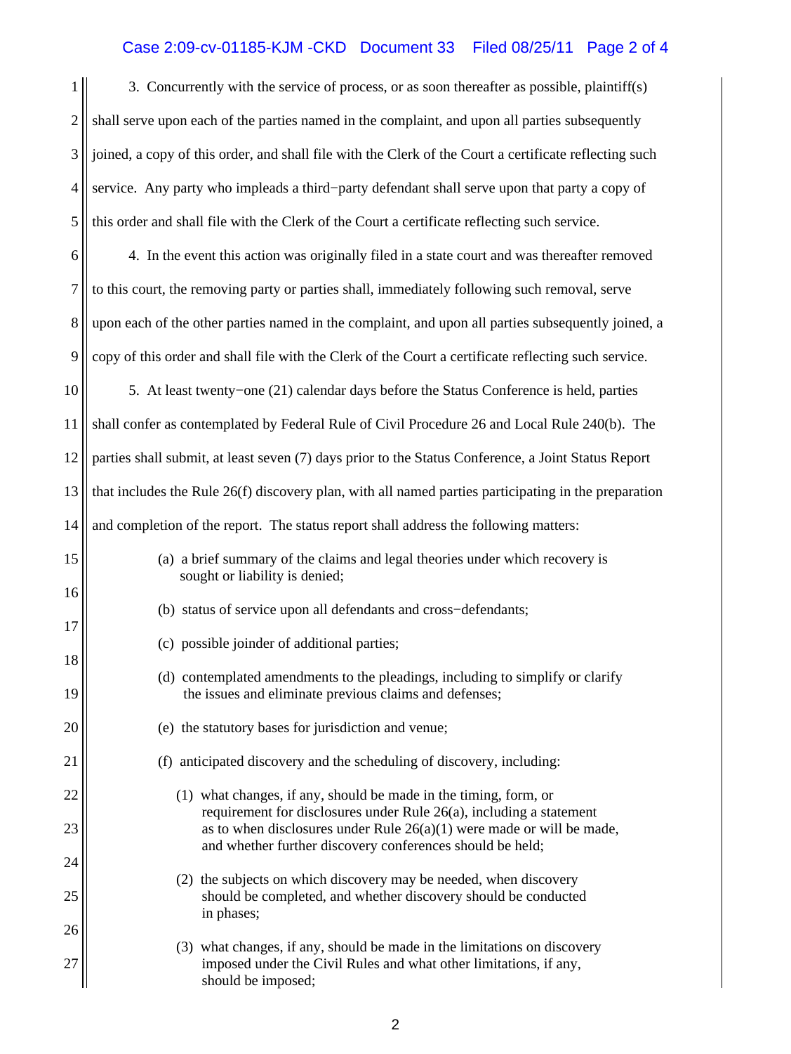3. Concurrently with the service of process, or as soon thereafter as possible, plaintiff(s) shall serve upon each of the parties named in the complaint, and upon all parties subsequently joined, a copy of this order, and shall file with the Clerk of the Court a certificate reflecting such service. Any party who impleads a third−party defendant shall serve upon that party a copy of this order and shall file with the Clerk of the Court a certificate reflecting such service.

4. In the event this action was originally filed in a state court and was thereafter removed to this court, the removing party or parties shall, immediately following such removal, serve upon each of the other parties named in the complaint, and upon all parties subsequently joined, a copy of this order and shall file with the Clerk of the Court a certificate reflecting such service.

5. At least twenty−one (21) calendar days before the Status Conference is held, parties shall confer as contemplated by Federal Rule of Civil Procedure 26 and Local Rule 240(b). The parties shall submit, at least seven (7) days prior to the Status Conference, a Joint Status Report that includes the Rule 26(f) discovery plan, with all named parties participating in the preparation and completion of the report. The status report shall address the following matters:

(a) a brief summary of the claims and legal theories under which recovery is sought or liability is denied;

(b) status of service upon all defendants and cross−defendants;

(c) possible joinder of additional parties;

(d) contemplated amendments to the pleadings, including to simplify or clarify the issues and eliminate previous claims and defenses;

(e) the statutory bases for jurisdiction and venue;

(f) anticipated discovery and the scheduling of discovery, including:

(1) what changes, if any, should be made in the timing, form, or requirement for disclosures under Rule 26(a), including a statement as to when disclosures under Rule 26(a)(1) were made or will be made, and whether further discovery conferences should be held;

(2) the subjects on which discovery may be needed, when discovery should be completed, and whether discovery should be conducted in phases;

(3) what changes, if any, should be made in the limitations on discovery imposed under the Civil Rules and what other limitations, if any, should be imposed;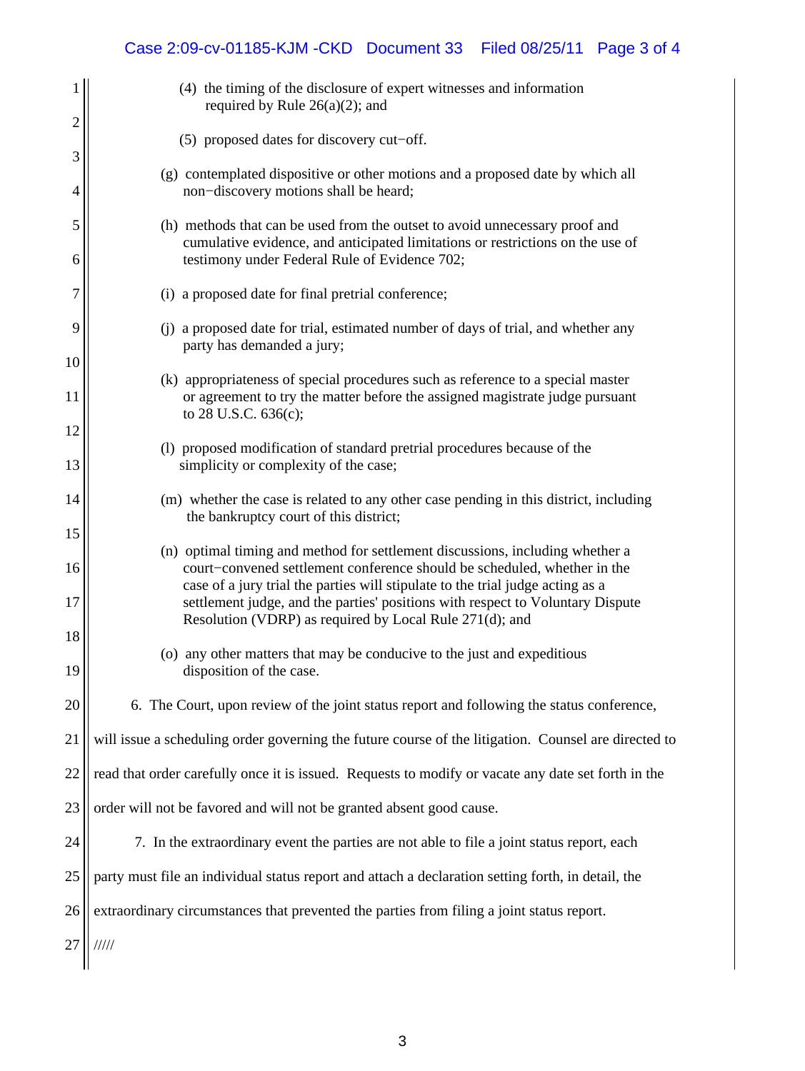(4) the timing of the disclosure of expert witnesses and information required by Rule 26(a)(2); and

(5) proposed dates for discovery cut−off.

(g) contemplated dispositive or other motions and a proposed date by which all non−discovery motions shall be heard;

(h) methods that can be used from the outset to avoid unnecessary proof and cumulative evidence, and anticipated limitations or restrictions on the use of testimony under Federal Rule of Evidence 702;

(i) a proposed date for final pretrial conference;

(j) a proposed date for trial, estimated number of days of trial, and whether any party has demanded a jury;

(k) appropriateness of special procedures such as reference to a special master or agreement to try the matter before the assigned magistrate judge pursuant to 28 U.S.C. 636(c);

(l) proposed modification of standard pretrial procedures because of the simplicity or complexity of the case;

(m) whether the case is related to any other case pending in this district, including the bankruptcy court of this district;

(n) optimal timing and method for settlement discussions, including whether a court−convened settlement conference should be scheduled, whether in the case of a jury trial the parties will stipulate to the trial judge acting as a settlement judge, and the parties' positions with respect to Voluntary Dispute Resolution (VDRP) as required by Local Rule 271(d); and

(o) any other matters that may be conducive to the just and expeditious disposition of the case.

6. The Court, upon review of the joint status report and following the status conference, will issue a scheduling order governing the future course of the litigation. Counsel are directed to read that order carefully once it is issued. Requests to modify or vacate any date set forth in the order will not be favored and will not be granted absent good cause.

7. In the extraordinary event the parties are not able to file a joint status report, each party must file an individual status report and attach a declaration setting forth, in detail, the extraordinary circumstances that prevented the parties from filing a joint status report.

/////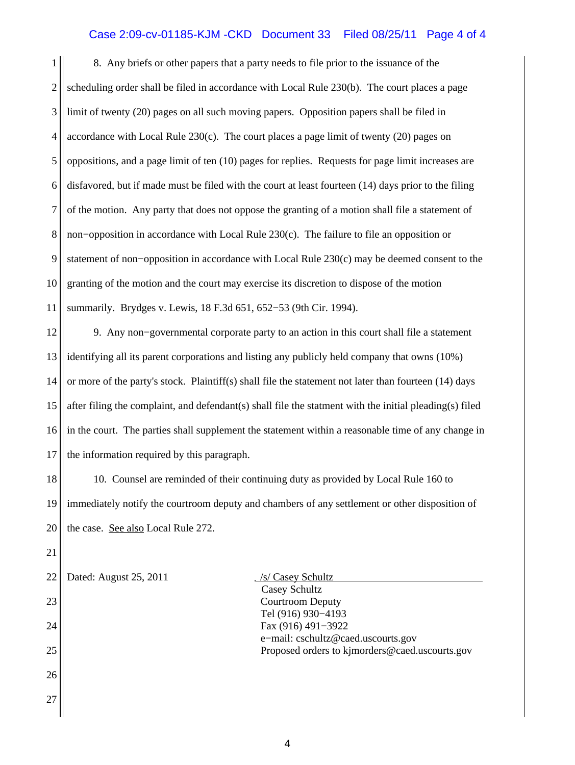8. Any briefs or other papers that a party needs to file prior to the issuance of the scheduling order shall be filed in accordance with Local Rule 230(b). The court places a page limit of twenty (20) pages on all such moving papers. Opposition papers shall be filed in accordance with Local Rule 230(c). The court places a page limit of twenty (20) pages on oppositions, and a page limit of ten (10) pages for replies. Requests for page limit increases are disfavored, but if made must be filed with the court at least fourteen (14) days prior to the filing of the motion. Any party that does not oppose the granting of a motion shall file a statement of non−opposition in accordance with Local Rule 230(c). The failure to file an opposition or statement of non−opposition in accordance with Local Rule 230(c) may be deemed consent to the granting of the motion and the court may exercise its discretion to dispose of the motion summarily. Brydges v. Lewis, 18 F.3d 651, 652−53 (9th Cir. 1994).

9. Any non−governmental corporate party to an action in this court shall file a statement identifying all its parent corporations and listing any publicly held company that owns (10%) or more of the party's stock. Plaintiff(s) shall file the statement not later than fourteen (14) days after filing the complaint, and defendant(s) shall file the statment with the initial pleading(s) filed in the court. The parties shall supplement the statement within a reasonable time of any change in the information required by this paragraph.

10. Counsel are reminded of their continuing duty as provided by Local Rule 160 to immediately notify the courtroom deputy and chambers of any settlement or other disposition of the case. See also Local Rule 272.

Dated: August 25, 2011

/s/ Casey Schultz
Casey Schultz
Courtroom Deputy
Tel (916) 930−4193
Fax (916) 491−3922
e−mail: cschultz@caed.uscourts.gov
Proposed orders to kjmorders@caed.uscourts.gov